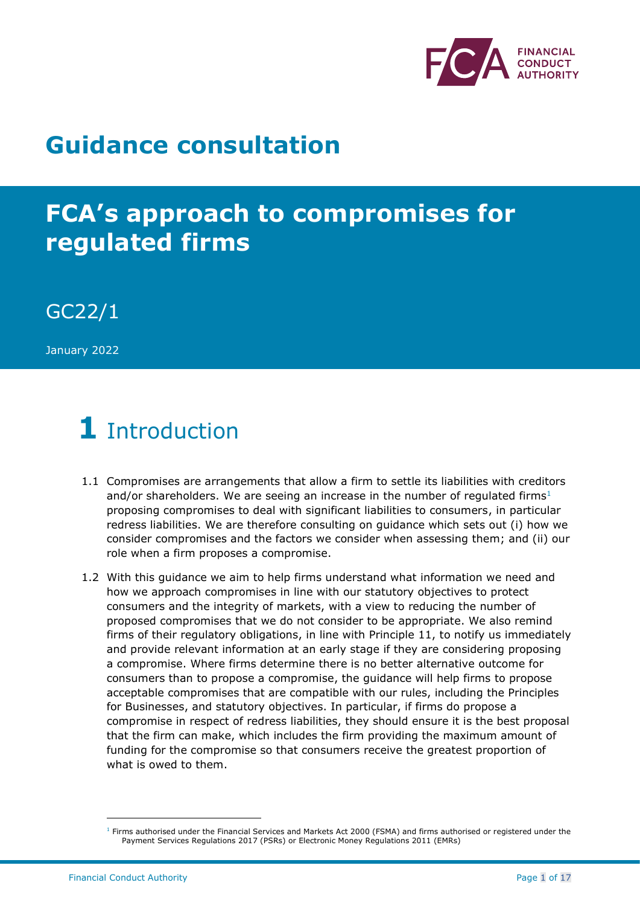# Guidance consultation

# FCA's approach to compromises for regulated firms

GC22/1

January 2022

# 1 Introduction

1.1 Compromises are arrangements that allow a firm to settle its liabilities with creditors and/or shareholders. We are seeing an increase in the number of regulated firms[1] proposing compromises to deal with significant liabilities to consumers, in particular redress liabilities. We are therefore consulting on guidance which sets out (i) how we consider compromises and the factors we consider when assessing them; and (ii) our role when a firm proposes a compromise.

1.2 With this guidance we aim to help firms understand what information we need and how we approach compromises in line with our statutory objectives to protect consumers and the integrity of markets, with a view to reducing the number of proposed compromises that we do not consider to be appropriate. We also remind firms of their regulatory obligations, in line with Principle 11, to notify us immediately and provide relevant information at an early stage if they are considering proposing a compromise. Where firms determine there is no better alternative outcome for consumers than to propose a compromise, the guidance will help firms to propose acceptable compromises that are compatible with our rules, including the Principles for Businesses, and statutory objectives. In particular, if firms do propose a compromise in respect of redress liabilities, they should ensure it is the best proposal that the firm can make, which includes the firm providing the maximum amount of funding for the compromise so that consumers receive the greatest proportion of what is owed to them.

[1] Firms authorised under the Financial Services and Markets Act 2000 (FSMA) and firms authorised or registered under the Payment Services Regulations 2017 (PSRs) or Electronic Money Regulations 2011 (EMRs)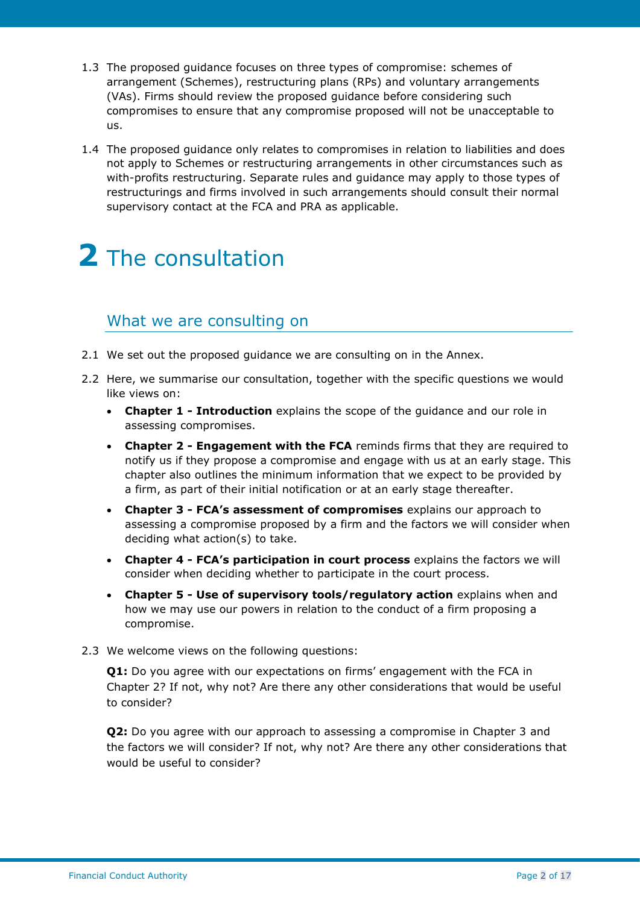1.3 The proposed guidance focuses on three types of compromise: schemes of arrangement (Schemes), restructuring plans (RPs) and voluntary arrangements (VAs). Firms should review the proposed guidance before considering such compromises to ensure that any compromise proposed will not be unacceptable to us.

1.4 The proposed guidance only relates to compromises in relation to liabilities and does not apply to Schemes or restructuring arrangements in other circumstances such as with-profits restructuring. Separate rules and guidance may apply to those types of restructurings and firms involved in such arrangements should consult their normal supervisory contact at the FCA and PRA as applicable.

# 2 The consultation

## What we are consulting on

2.1 We set out the proposed guidance we are consulting on in the Annex.

2.2 Here, we summarise our consultation, together with the specific questions we would like views on:

- **Chapter 1 - Introduction** explains the scope of the guidance and our role in assessing compromises.
- **Chapter 2 - Engagement with the FCA** reminds firms that they are required to notify us if they propose a compromise and engage with us at an early stage. This chapter also outlines the minimum information that we expect to be provided by a firm, as part of their initial notification or at an early stage thereafter.
- **Chapter 3 - FCA's assessment of compromises** explains our approach to assessing a compromise proposed by a firm and the factors we will consider when deciding what action(s) to take.
- **Chapter 4 - FCA's participation in court process** explains the factors we will consider when deciding whether to participate in the court process.
- **Chapter 5 - Use of supervisory tools/regulatory action** explains when and how we may use our powers in relation to the conduct of a firm proposing a compromise.

2.3 We welcome views on the following questions:

**Q1:** Do you agree with our expectations on firms' engagement with the FCA in Chapter 2? If not, why not? Are there any other considerations that would be useful to consider?

**Q2:** Do you agree with our approach to assessing a compromise in Chapter 3 and the factors we will consider? If not, why not? Are there any other considerations that would be useful to consider?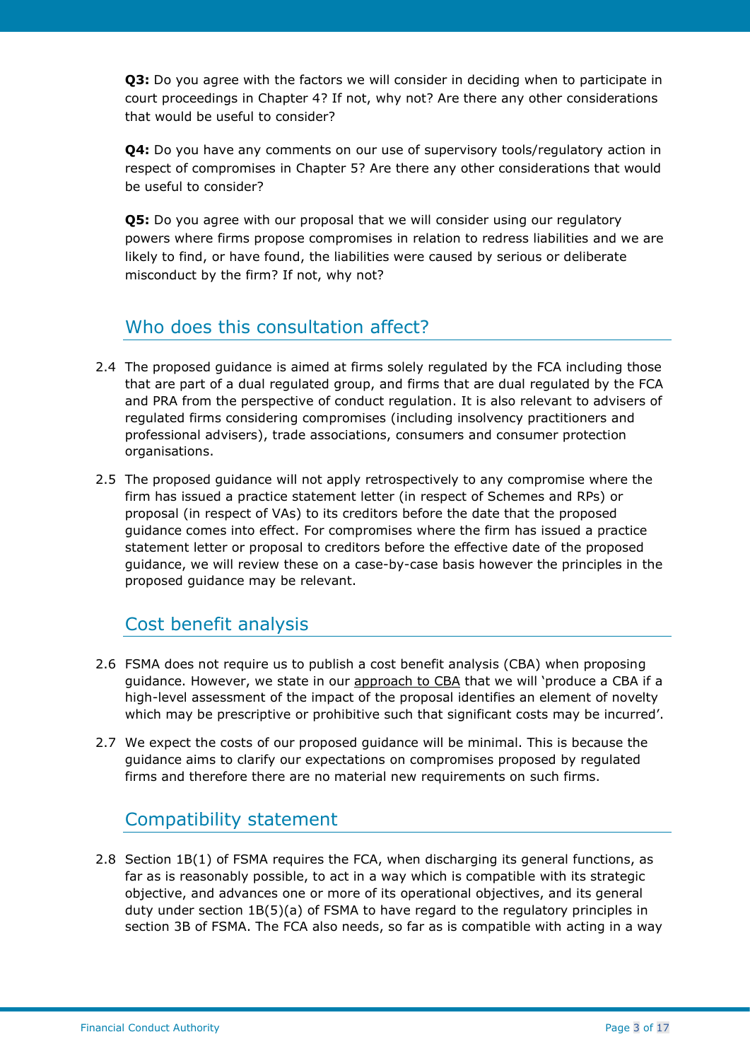**Q3:** Do you agree with the factors we will consider in deciding when to participate in court proceedings in Chapter 4? If not, why not? Are there any other considerations that would be useful to consider?

**Q4:** Do you have any comments on our use of supervisory tools/regulatory action in respect of compromises in Chapter 5? Are there any other considerations that would be useful to consider?

**Q5:** Do you agree with our proposal that we will consider using our regulatory powers where firms propose compromises in relation to redress liabilities and we are likely to find, or have found, the liabilities were caused by serious or deliberate misconduct by the firm? If not, why not?

## Who does this consultation affect?

2.4 The proposed guidance is aimed at firms solely regulated by the FCA including those that are part of a dual regulated group, and firms that are dual regulated by the FCA and PRA from the perspective of conduct regulation. It is also relevant to advisers of regulated firms considering compromises (including insolvency practitioners and professional advisers), trade associations, consumers and consumer protection organisations.

2.5 The proposed guidance will not apply retrospectively to any compromise where the firm has issued a practice statement letter (in respect of Schemes and RPs) or proposal (in respect of VAs) to its creditors before the date that the proposed guidance comes into effect. For compromises where the firm has issued a practice statement letter or proposal to creditors before the effective date of the proposed guidance, we will review these on a case-by-case basis however the principles in the proposed guidance may be relevant.

## Cost benefit analysis

2.6 FSMA does not require us to publish a cost benefit analysis (CBA) when proposing guidance. However, we state in our approach to CBA that we will 'produce a CBA if a high-level assessment of the impact of the proposal identifies an element of novelty which may be prescriptive or prohibitive such that significant costs may be incurred'.

2.7 We expect the costs of our proposed guidance will be minimal. This is because the guidance aims to clarify our expectations on compromises proposed by regulated firms and therefore there are no material new requirements on such firms.

## Compatibility statement

2.8 Section 1B(1) of FSMA requires the FCA, when discharging its general functions, as far as is reasonably possible, to act in a way which is compatible with its strategic objective, and advances one or more of its operational objectives, and its general duty under section 1B(5)(a) of FSMA to have regard to the regulatory principles in section 3B of FSMA. The FCA also needs, so far as is compatible with acting in a way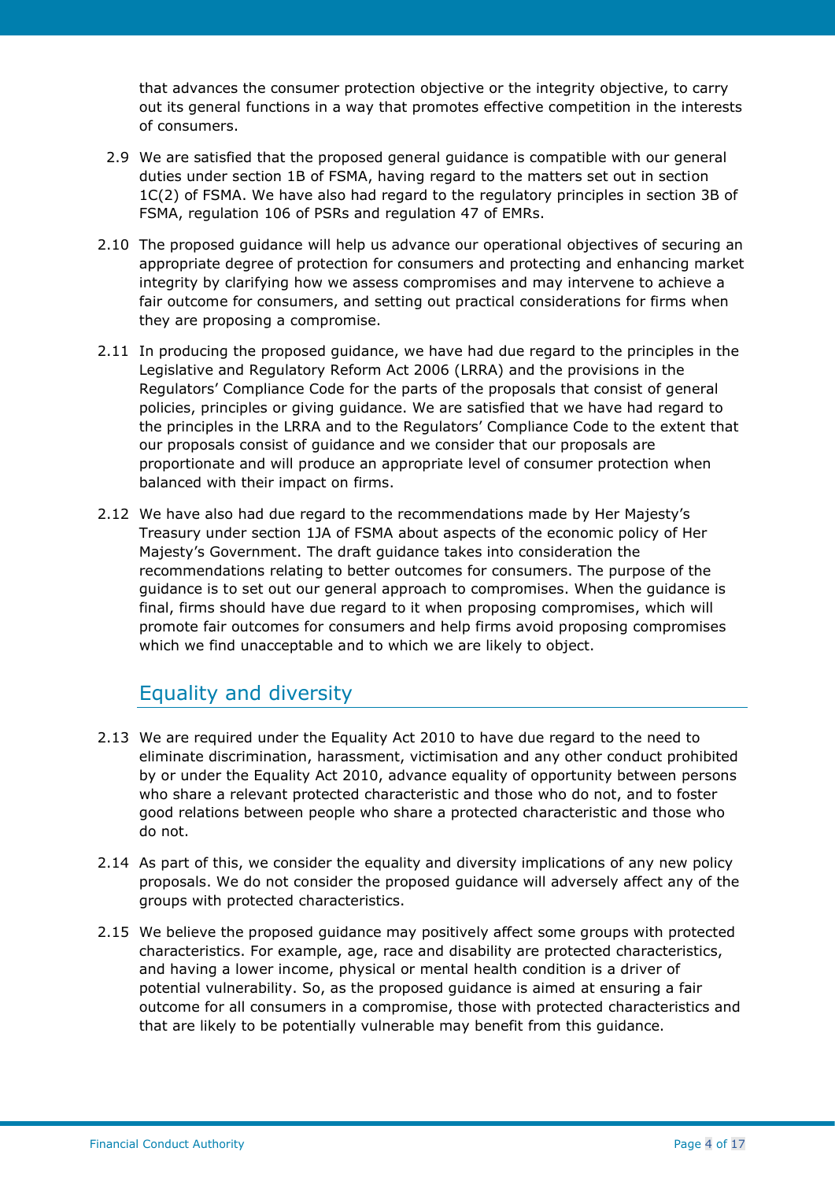that advances the consumer protection objective or the integrity objective, to carry out its general functions in a way that promotes effective competition in the interests of consumers.

2.9 We are satisfied that the proposed general guidance is compatible with our general duties under section 1B of FSMA, having regard to the matters set out in section 1C(2) of FSMA. We have also had regard to the regulatory principles in section 3B of FSMA, regulation 106 of PSRs and regulation 47 of EMRs.

2.10 The proposed guidance will help us advance our operational objectives of securing an appropriate degree of protection for consumers and protecting and enhancing market integrity by clarifying how we assess compromises and may intervene to achieve a fair outcome for consumers, and setting out practical considerations for firms when they are proposing a compromise.

2.11 In producing the proposed guidance, we have had due regard to the principles in the Legislative and Regulatory Reform Act 2006 (LRRA) and the provisions in the Regulators' Compliance Code for the parts of the proposals that consist of general policies, principles or giving guidance. We are satisfied that we have had regard to the principles in the LRRA and to the Regulators' Compliance Code to the extent that our proposals consist of guidance and we consider that our proposals are proportionate and will produce an appropriate level of consumer protection when balanced with their impact on firms.

2.12 We have also had due regard to the recommendations made by Her Majesty's Treasury under section 1JA of FSMA about aspects of the economic policy of Her Majesty's Government. The draft guidance takes into consideration the recommendations relating to better outcomes for consumers. The purpose of the guidance is to set out our general approach to compromises. When the guidance is final, firms should have due regard to it when proposing compromises, which will promote fair outcomes for consumers and help firms avoid proposing compromises which we find unacceptable and to which we are likely to object.

## Equality and diversity

2.13 We are required under the Equality Act 2010 to have due regard to the need to eliminate discrimination, harassment, victimisation and any other conduct prohibited by or under the Equality Act 2010, advance equality of opportunity between persons who share a relevant protected characteristic and those who do not, and to foster good relations between people who share a protected characteristic and those who do not.

2.14 As part of this, we consider the equality and diversity implications of any new policy proposals. We do not consider the proposed guidance will adversely affect any of the groups with protected characteristics.

2.15 We believe the proposed guidance may positively affect some groups with protected characteristics. For example, age, race and disability are protected characteristics, and having a lower income, physical or mental health condition is a driver of potential vulnerability. So, as the proposed guidance is aimed at ensuring a fair outcome for all consumers in a compromise, those with protected characteristics and that are likely to be potentially vulnerable may benefit from this guidance.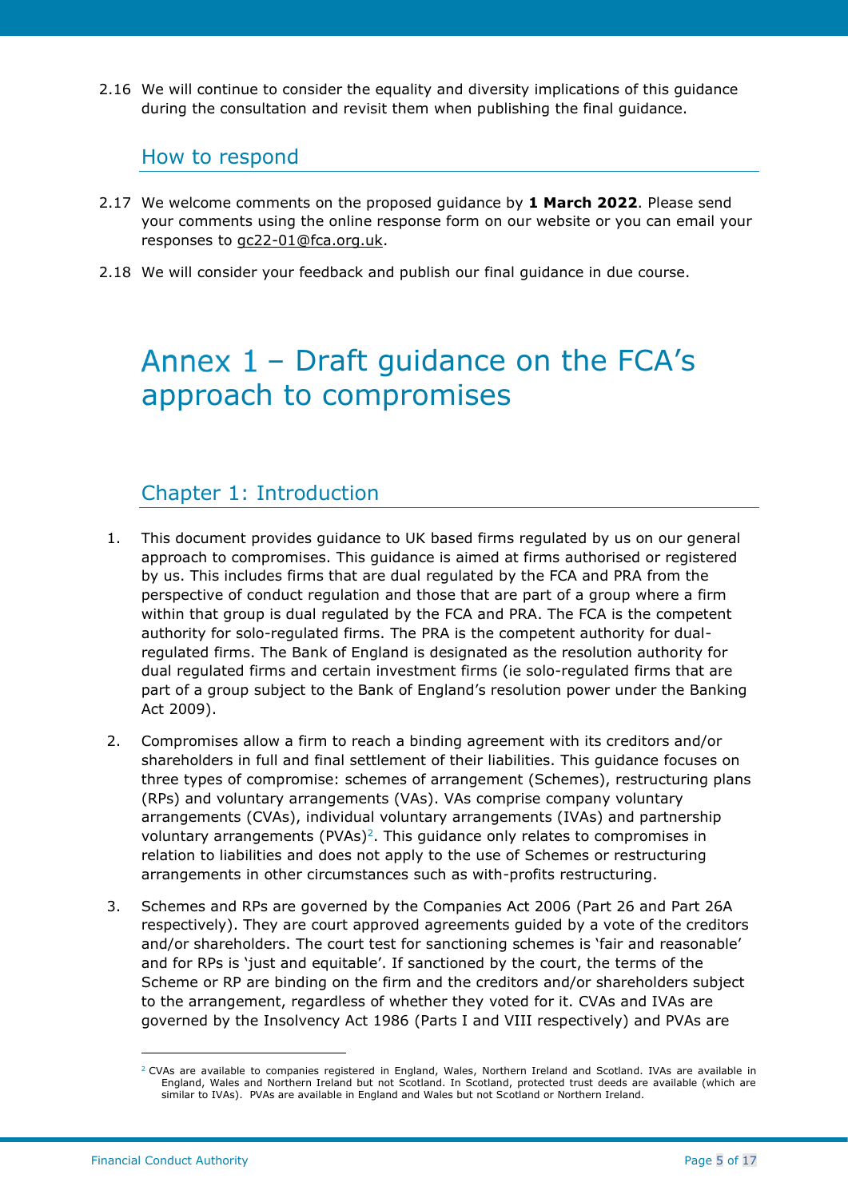2.16 We will continue to consider the equality and diversity implications of this guidance during the consultation and revisit them when publishing the final guidance.

## How to respond

2.17 We welcome comments on the proposed guidance by **1 March 2022**. Please send your comments using the online response form on our website or you can email your responses to gc22-01@fca.org.uk.

2.18 We will consider your feedback and publish our final guidance in due course.

# Annex 1 – Draft guidance on the FCA's approach to compromises

## Chapter 1: Introduction

1. This document provides guidance to UK based firms regulated by us on our general approach to compromises. This guidance is aimed at firms authorised or registered by us. This includes firms that are dual regulated by the FCA and PRA from the perspective of conduct regulation and those that are part of a group where a firm within that group is dual regulated by the FCA and PRA. The FCA is the competent authority for solo-regulated firms. The PRA is the competent authority for dual-regulated firms. The Bank of England is designated as the resolution authority for dual regulated firms and certain investment firms (ie solo-regulated firms that are part of a group subject to the Bank of England's resolution power under the Banking Act 2009).

2. Compromises allow a firm to reach a binding agreement with its creditors and/or shareholders in full and final settlement of their liabilities. This guidance focuses on three types of compromise: schemes of arrangement (Schemes), restructuring plans (RPs) and voluntary arrangements (VAs). VAs comprise company voluntary arrangements (CVAs), individual voluntary arrangements (IVAs) and partnership voluntary arrangements (PVAs)[2]. This guidance only relates to compromises in relation to liabilities and does not apply to the use of Schemes or restructuring arrangements in other circumstances such as with-profits restructuring.

3. Schemes and RPs are governed by the Companies Act 2006 (Part 26 and Part 26A respectively). They are court approved agreements guided by a vote of the creditors and/or shareholders. The court test for sanctioning schemes is 'fair and reasonable' and for RPs is 'just and equitable'. If sanctioned by the court, the terms of the Scheme or RP are binding on the firm and the creditors and/or shareholders subject to the arrangement, regardless of whether they voted for it. CVAs and IVAs are governed by the Insolvency Act 1986 (Parts I and VIII respectively) and PVAs are

---

[2] CVAs are available to companies registered in England, Wales, Northern Ireland and Scotland. IVAs are available in England, Wales and Northern Ireland but not Scotland. In Scotland, protected trust deeds are available (which are similar to IVAs). PVAs are available in England and Wales but not Scotland or Northern Ireland.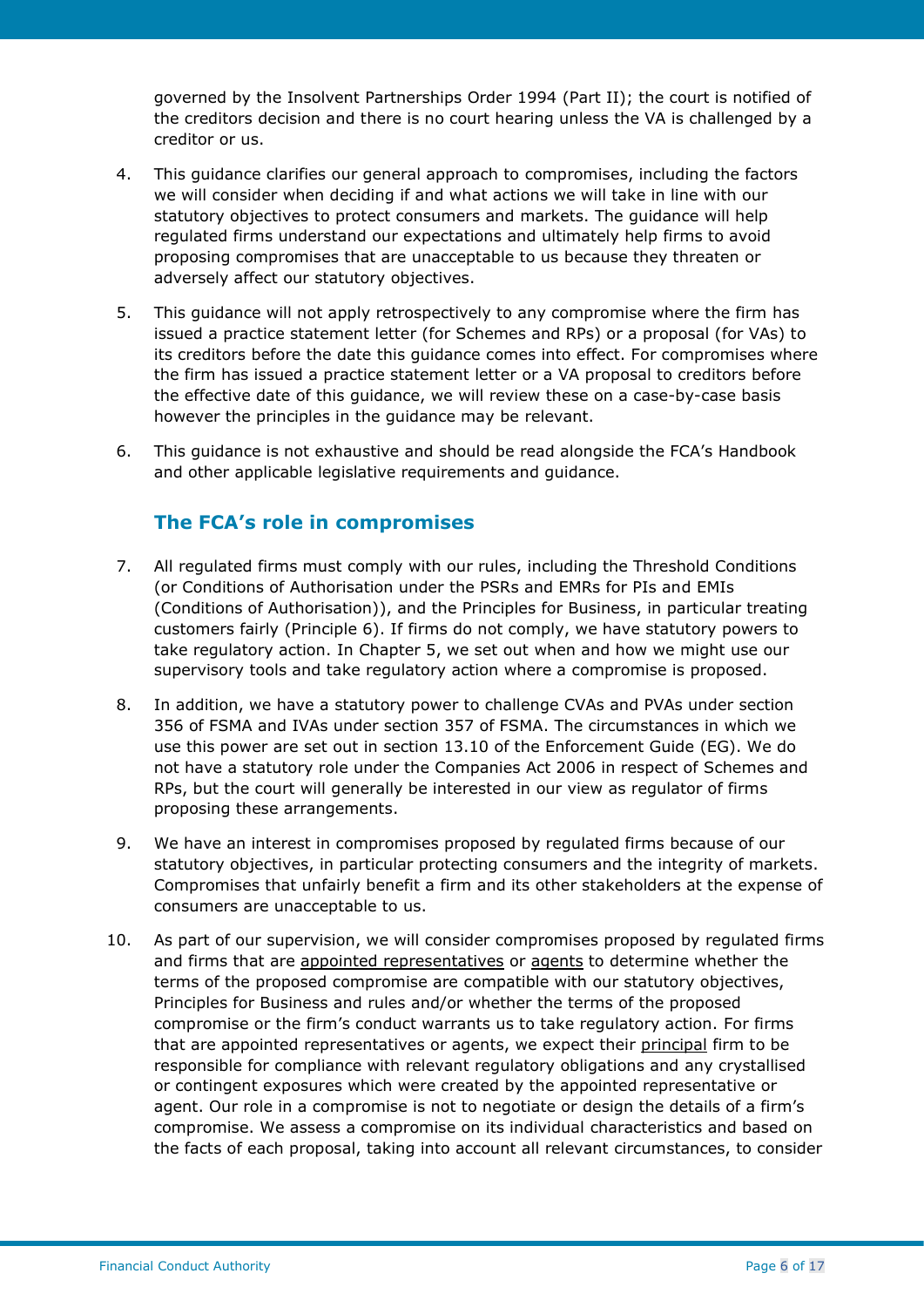governed by the Insolvent Partnerships Order 1994 (Part II); the court is notified of the creditors decision and there is no court hearing unless the VA is challenged by a creditor or us.

4. This guidance clarifies our general approach to compromises, including the factors we will consider when deciding if and what actions we will take in line with our statutory objectives to protect consumers and markets. The guidance will help regulated firms understand our expectations and ultimately help firms to avoid proposing compromises that are unacceptable to us because they threaten or adversely affect our statutory objectives.

5. This guidance will not apply retrospectively to any compromise where the firm has issued a practice statement letter (for Schemes and RPs) or a proposal (for VAs) to its creditors before the date this guidance comes into effect. For compromises where the firm has issued a practice statement letter or a VA proposal to creditors before the effective date of this guidance, we will review these on a case-by-case basis however the principles in the guidance may be relevant.

6. This guidance is not exhaustive and should be read alongside the FCA's Handbook and other applicable legislative requirements and guidance.

## The FCA's role in compromises

7. All regulated firms must comply with our rules, including the Threshold Conditions (or Conditions of Authorisation under the PSRs and EMRs for PIs and EMIs (Conditions of Authorisation)), and the Principles for Business, in particular treating customers fairly (Principle 6). If firms do not comply, we have statutory powers to take regulatory action. In Chapter 5, we set out when and how we might use our supervisory tools and take regulatory action where a compromise is proposed.

8. In addition, we have a statutory power to challenge CVAs and PVAs under section 356 of FSMA and IVAs under section 357 of FSMA. The circumstances in which we use this power are set out in section 13.10 of the Enforcement Guide (EG). We do not have a statutory role under the Companies Act 2006 in respect of Schemes and RPs, but the court will generally be interested in our view as regulator of firms proposing these arrangements.

9. We have an interest in compromises proposed by regulated firms because of our statutory objectives, in particular protecting consumers and the integrity of markets. Compromises that unfairly benefit a firm and its other stakeholders at the expense of consumers are unacceptable to us.

10. As part of our supervision, we will consider compromises proposed by regulated firms and firms that are appointed representatives or agents to determine whether the terms of the proposed compromise are compatible with our statutory objectives, Principles for Business and rules and/or whether the terms of the proposed compromise or the firm's conduct warrants us to take regulatory action. For firms that are appointed representatives or agents, we expect their principal firm to be responsible for compliance with relevant regulatory obligations and any crystallised or contingent exposures which were created by the appointed representative or agent. Our role in a compromise is not to negotiate or design the details of a firm's compromise. We assess a compromise on its individual characteristics and based on the facts of each proposal, taking into account all relevant circumstances, to consider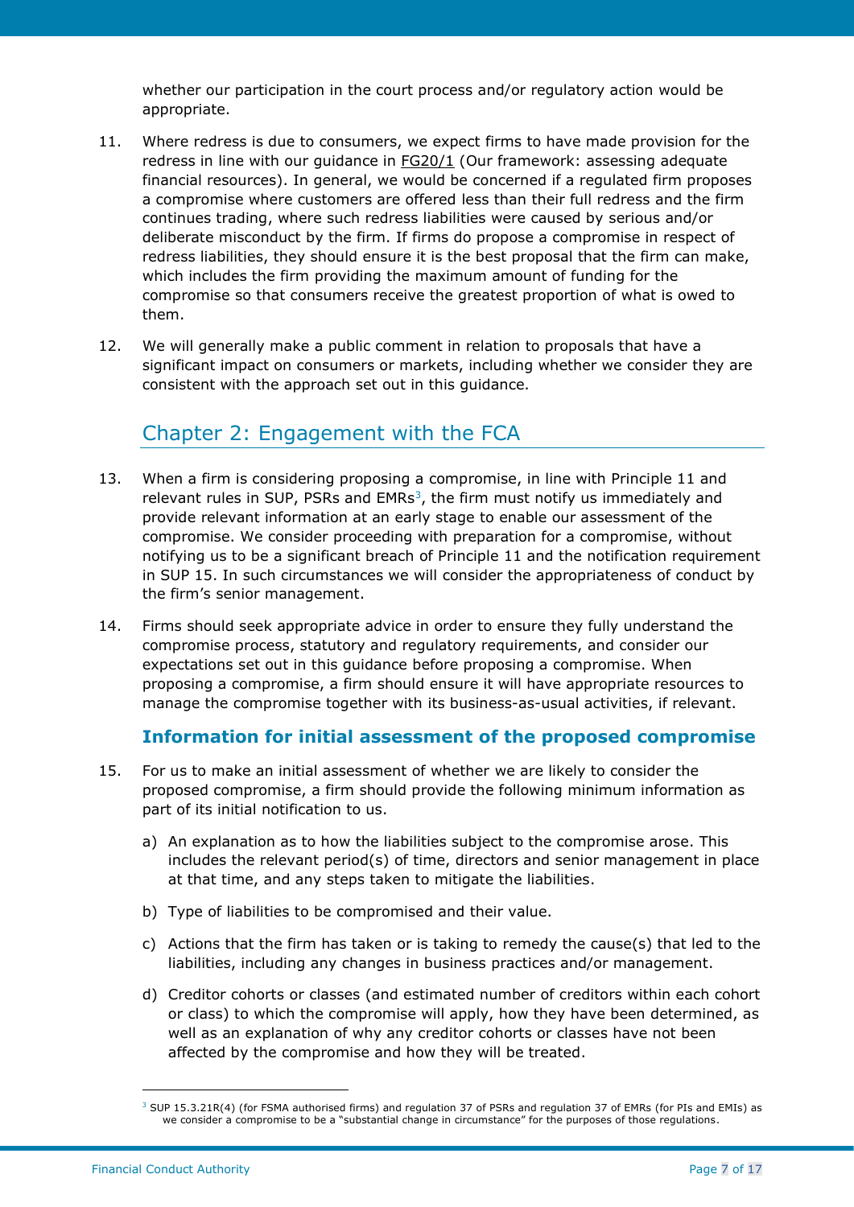whether our participation in the court process and/or regulatory action would be appropriate.

11. Where redress is due to consumers, we expect firms to have made provision for the redress in line with our guidance in FG20/1 (Our framework: assessing adequate financial resources). In general, we would be concerned if a regulated firm proposes a compromise where customers are offered less than their full redress and the firm continues trading, where such redress liabilities were caused by serious and/or deliberate misconduct by the firm. If firms do propose a compromise in respect of redress liabilities, they should ensure it is the best proposal that the firm can make, which includes the firm providing the maximum amount of funding for the compromise so that consumers receive the greatest proportion of what is owed to them.

12. We will generally make a public comment in relation to proposals that have a significant impact on consumers or markets, including whether we consider they are consistent with the approach set out in this guidance.

## Chapter 2: Engagement with the FCA

13. When a firm is considering proposing a compromise, in line with Principle 11 and relevant rules in SUP, PSRs and EMRs[3], the firm must notify us immediately and provide relevant information at an early stage to enable our assessment of the compromise. We consider proceeding with preparation for a compromise, without notifying us to be a significant breach of Principle 11 and the notification requirement in SUP 15. In such circumstances we will consider the appropriateness of conduct by the firm's senior management.

14. Firms should seek appropriate advice in order to ensure they fully understand the compromise process, statutory and regulatory requirements, and consider our expectations set out in this guidance before proposing a compromise. When proposing a compromise, a firm should ensure it will have appropriate resources to manage the compromise together with its business-as-usual activities, if relevant.

### Information for initial assessment of the proposed compromise

15. For us to make an initial assessment of whether we are likely to consider the proposed compromise, a firm should provide the following minimum information as part of its initial notification to us.

    a) An explanation as to how the liabilities subject to the compromise arose. This includes the relevant period(s) of time, directors and senior management in place at that time, and any steps taken to mitigate the liabilities.

    b) Type of liabilities to be compromised and their value.

    c) Actions that the firm has taken or is taking to remedy the cause(s) that led to the liabilities, including any changes in business practices and/or management.

    d) Creditor cohorts or classes (and estimated number of creditors within each cohort or class) to which the compromise will apply, how they have been determined, as well as an explanation of why any creditor cohorts or classes have not been affected by the compromise and how they will be treated.

[3] SUP 15.3.21R(4) (for FSMA authorised firms) and regulation 37 of PSRs and regulation 37 of EMRs (for PIs and EMIs) as we consider a compromise to be a "substantial change in circumstance" for the purposes of those regulations.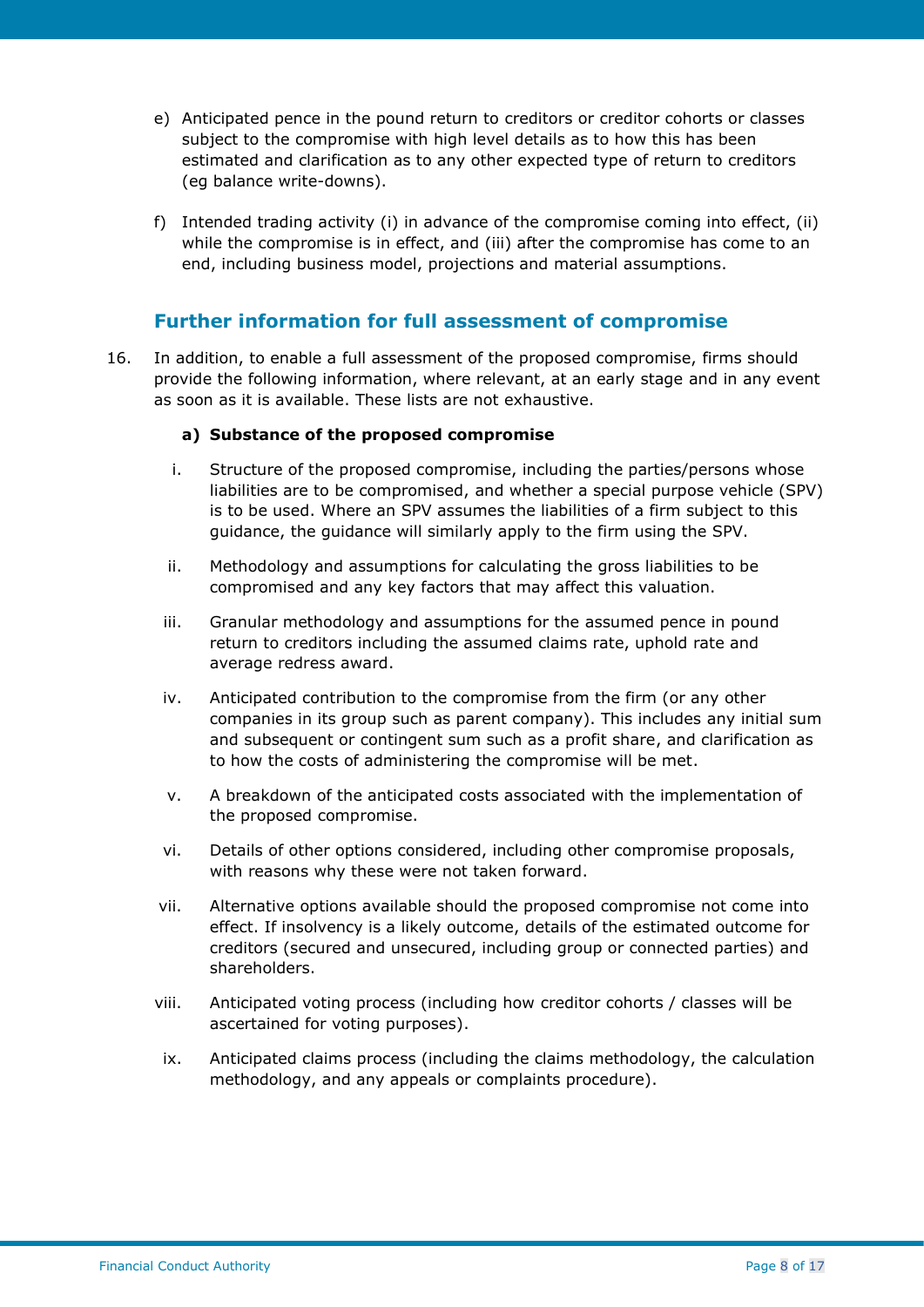e) Anticipated pence in the pound return to creditors or creditor cohorts or classes subject to the compromise with high level details as to how this has been estimated and clarification as to any other expected type of return to creditors (eg balance write-downs).

f) Intended trading activity (i) in advance of the compromise coming into effect, (ii) while the compromise is in effect, and (iii) after the compromise has come to an end, including business model, projections and material assumptions.

## Further information for full assessment of compromise

16. In addition, to enable a full assessment of the proposed compromise, firms should provide the following information, where relevant, at an early stage and in any event as soon as it is available. These lists are not exhaustive.

**a) Substance of the proposed compromise**

i. Structure of the proposed compromise, including the parties/persons whose liabilities are to be compromised, and whether a special purpose vehicle (SPV) is to be used. Where an SPV assumes the liabilities of a firm subject to this guidance, the guidance will similarly apply to the firm using the SPV.

ii. Methodology and assumptions for calculating the gross liabilities to be compromised and any key factors that may affect this valuation.

iii. Granular methodology and assumptions for the assumed pence in pound return to creditors including the assumed claims rate, uphold rate and average redress award.

iv. Anticipated contribution to the compromise from the firm (or any other companies in its group such as parent company). This includes any initial sum and subsequent or contingent sum such as a profit share, and clarification as to how the costs of administering the compromise will be met.

v. A breakdown of the anticipated costs associated with the implementation of the proposed compromise.

vi. Details of other options considered, including other compromise proposals, with reasons why these were not taken forward.

vii. Alternative options available should the proposed compromise not come into effect. If insolvency is a likely outcome, details of the estimated outcome for creditors (secured and unsecured, including group or connected parties) and shareholders.

viii. Anticipated voting process (including how creditor cohorts / classes will be ascertained for voting purposes).

ix. Anticipated claims process (including the claims methodology, the calculation methodology, and any appeals or complaints procedure).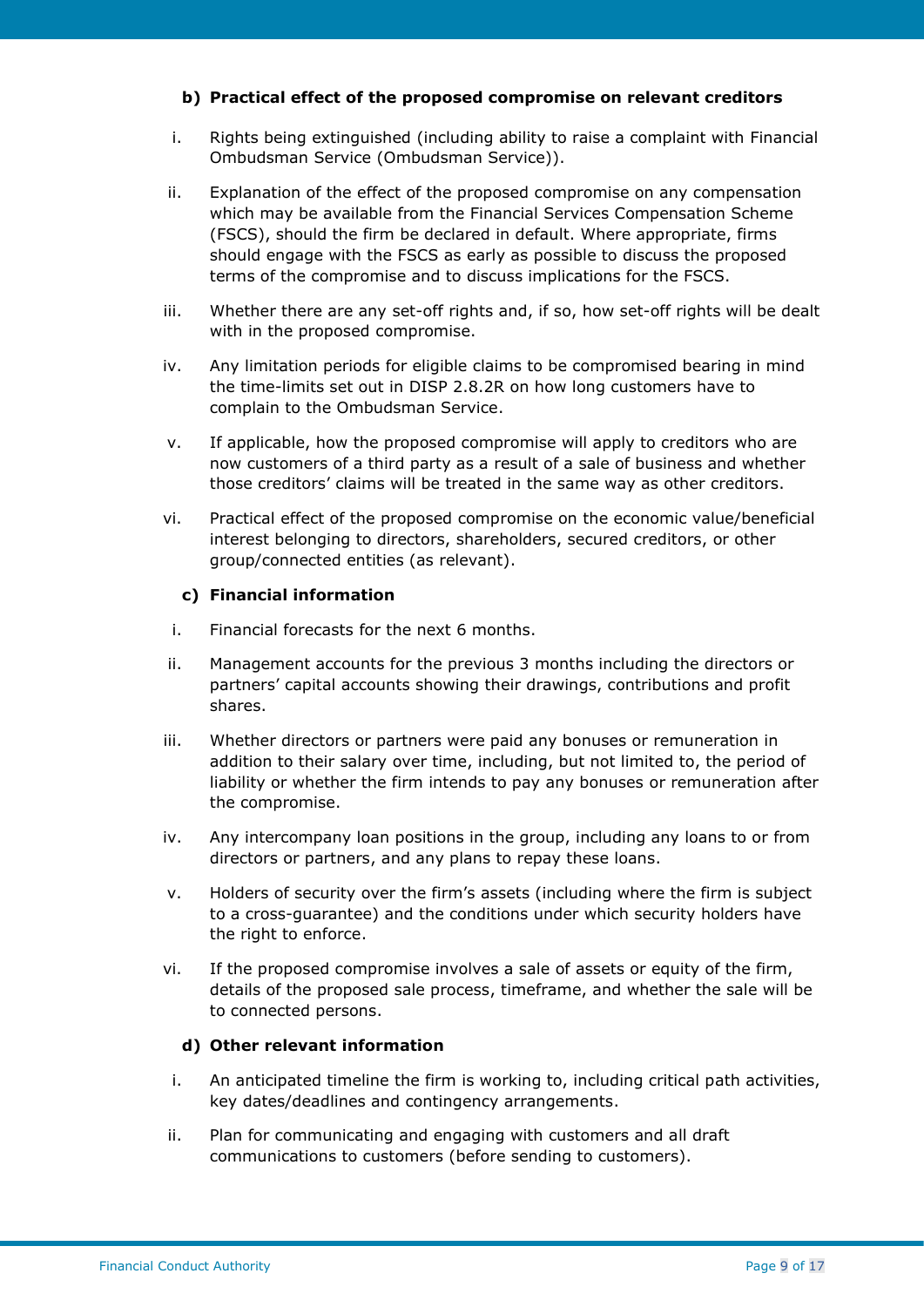**b) Practical effect of the proposed compromise on relevant creditors**

i. Rights being extinguished (including ability to raise a complaint with Financial Ombudsman Service (Ombudsman Service)).

ii. Explanation of the effect of the proposed compromise on any compensation which may be available from the Financial Services Compensation Scheme (FSCS), should the firm be declared in default. Where appropriate, firms should engage with the FSCS as early as possible to discuss the proposed terms of the compromise and to discuss implications for the FSCS.

iii. Whether there are any set-off rights and, if so, how set-off rights will be dealt with in the proposed compromise.

iv. Any limitation periods for eligible claims to be compromised bearing in mind the time-limits set out in DISP 2.8.2R on how long customers have to complain to the Ombudsman Service.

v. If applicable, how the proposed compromise will apply to creditors who are now customers of a third party as a result of a sale of business and whether those creditors' claims will be treated in the same way as other creditors.

vi. Practical effect of the proposed compromise on the economic value/beneficial interest belonging to directors, shareholders, secured creditors, or other group/connected entities (as relevant).

**c) Financial information**

i. Financial forecasts for the next 6 months.

ii. Management accounts for the previous 3 months including the directors or partners' capital accounts showing their drawings, contributions and profit shares.

iii. Whether directors or partners were paid any bonuses or remuneration in addition to their salary over time, including, but not limited to, the period of liability or whether the firm intends to pay any bonuses or remuneration after the compromise.

iv. Any intercompany loan positions in the group, including any loans to or from directors or partners, and any plans to repay these loans.

v. Holders of security over the firm's assets (including where the firm is subject to a cross-guarantee) and the conditions under which security holders have the right to enforce.

vi. If the proposed compromise involves a sale of assets or equity of the firm, details of the proposed sale process, timeframe, and whether the sale will be to connected persons.

**d) Other relevant information**

i. An anticipated timeline the firm is working to, including critical path activities, key dates/deadlines and contingency arrangements.

ii. Plan for communicating and engaging with customers and all draft communications to customers (before sending to customers).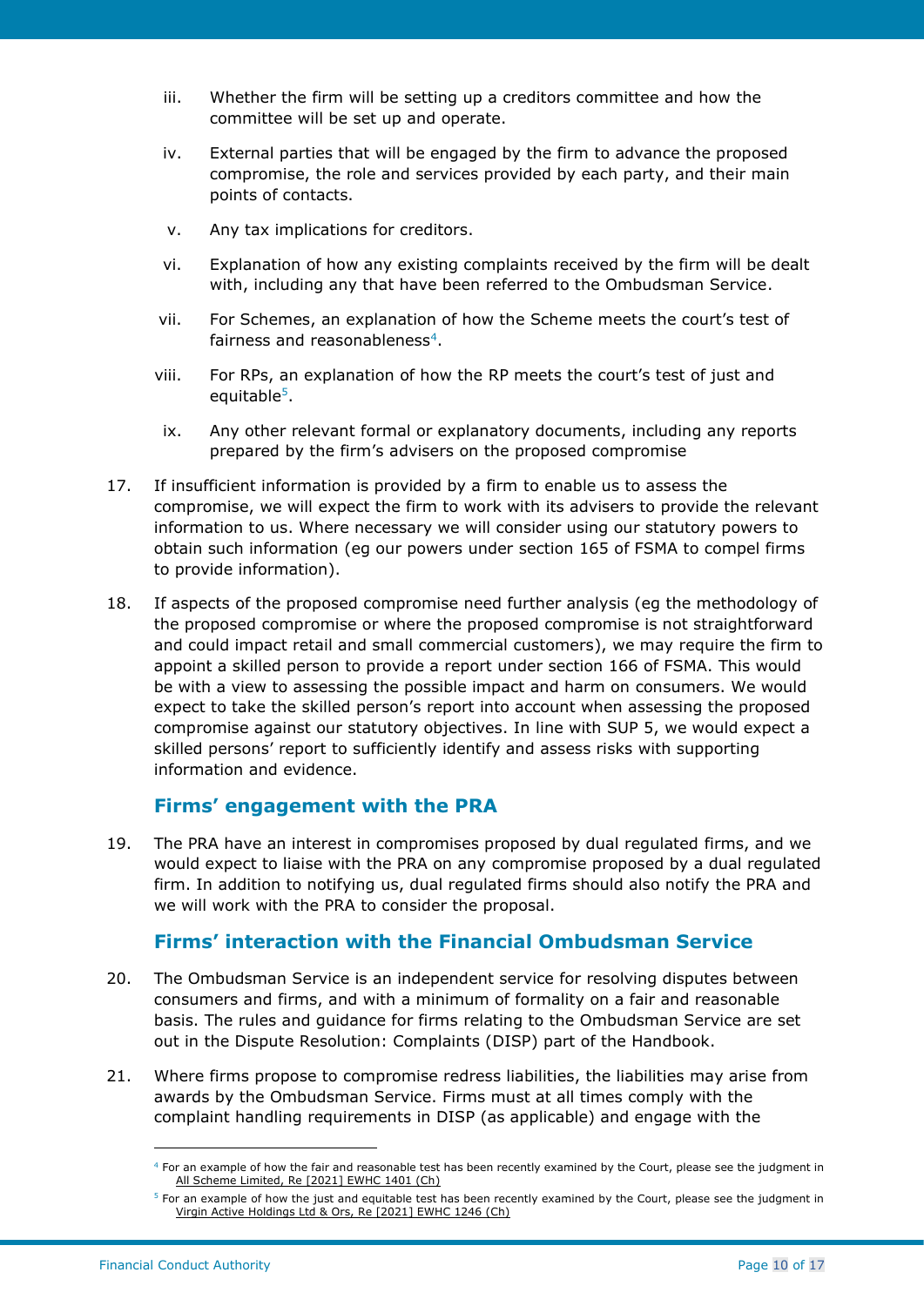iii. Whether the firm will be setting up a creditors committee and how the committee will be set up and operate.

iv. External parties that will be engaged by the firm to advance the proposed compromise, the role and services provided by each party, and their main points of contacts.

v. Any tax implications for creditors.

vi. Explanation of how any existing complaints received by the firm will be dealt with, including any that have been referred to the Ombudsman Service.

vii. For Schemes, an explanation of how the Scheme meets the court's test of fairness and reasonableness[4].

viii. For RPs, an explanation of how the RP meets the court's test of just and equitable[5].

ix. Any other relevant formal or explanatory documents, including any reports prepared by the firm's advisers on the proposed compromise

17. If insufficient information is provided by a firm to enable us to assess the compromise, we will expect the firm to work with its advisers to provide the relevant information to us. Where necessary we will consider using our statutory powers to obtain such information (eg our powers under section 165 of FSMA to compel firms to provide information).

18. If aspects of the proposed compromise need further analysis (eg the methodology of the proposed compromise or where the proposed compromise is not straightforward and could impact retail and small commercial customers), we may require the firm to appoint a skilled person to provide a report under section 166 of FSMA. This would be with a view to assessing the possible impact and harm on consumers. We would expect to take the skilled person's report into account when assessing the proposed compromise against our statutory objectives. In line with SUP 5, we would expect a skilled persons' report to sufficiently identify and assess risks with supporting information and evidence.

## Firms' engagement with the PRA

19. The PRA have an interest in compromises proposed by dual regulated firms, and we would expect to liaise with the PRA on any compromise proposed by a dual regulated firm. In addition to notifying us, dual regulated firms should also notify the PRA and we will work with the PRA to consider the proposal.

## Firms' interaction with the Financial Ombudsman Service

20. The Ombudsman Service is an independent service for resolving disputes between consumers and firms, and with a minimum of formality on a fair and reasonable basis. The rules and guidance for firms relating to the Ombudsman Service are set out in the Dispute Resolution: Complaints (DISP) part of the Handbook.

21. Where firms propose to compromise redress liabilities, the liabilities may arise from awards by the Ombudsman Service. Firms must at all times comply with the complaint handling requirements in DISP (as applicable) and engage with the

---

[4] For an example of how the fair and reasonable test has been recently examined by the Court, please see the judgment in All Scheme Limited, Re [2021] EWHC 1401 (Ch)

[5] For an example of how the just and equitable test has been recently examined by the Court, please see the judgment in Virgin Active Holdings Ltd & Ors, Re [2021] EWHC 1246 (Ch)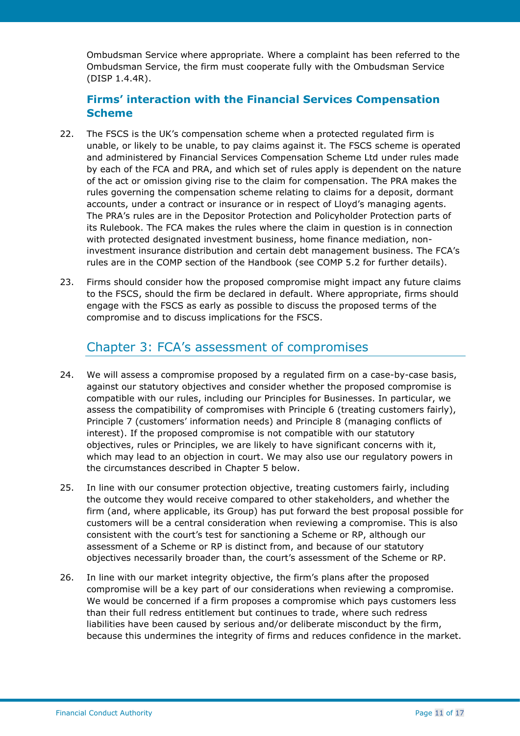Ombudsman Service where appropriate. Where a complaint has been referred to the Ombudsman Service, the firm must cooperate fully with the Ombudsman Service (DISP 1.4.4R).

### Firms' interaction with the Financial Services Compensation Scheme

22. The FSCS is the UK's compensation scheme when a protected regulated firm is unable, or likely to be unable, to pay claims against it. The FSCS scheme is operated and administered by Financial Services Compensation Scheme Ltd under rules made by each of the FCA and PRA, and which set of rules apply is dependent on the nature of the act or omission giving rise to the claim for compensation. The PRA makes the rules governing the compensation scheme relating to claims for a deposit, dormant accounts, under a contract or insurance or in respect of Lloyd's managing agents. The PRA's rules are in the Depositor Protection and Policyholder Protection parts of its Rulebook. The FCA makes the rules where the claim in question is in connection with protected designated investment business, home finance mediation, non-investment insurance distribution and certain debt management business. The FCA's rules are in the COMP section of the Handbook (see COMP 5.2 for further details).

23. Firms should consider how the proposed compromise might impact any future claims to the FSCS, should the firm be declared in default. Where appropriate, firms should engage with the FSCS as early as possible to discuss the proposed terms of the compromise and to discuss implications for the FSCS.

## Chapter 3: FCA's assessment of compromises

24. We will assess a compromise proposed by a regulated firm on a case-by-case basis, against our statutory objectives and consider whether the proposed compromise is compatible with our rules, including our Principles for Businesses. In particular, we assess the compatibility of compromises with Principle 6 (treating customers fairly), Principle 7 (customers' information needs) and Principle 8 (managing conflicts of interest). If the proposed compromise is not compatible with our statutory objectives, rules or Principles, we are likely to have significant concerns with it, which may lead to an objection in court. We may also use our regulatory powers in the circumstances described in Chapter 5 below.

25. In line with our consumer protection objective, treating customers fairly, including the outcome they would receive compared to other stakeholders, and whether the firm (and, where applicable, its Group) has put forward the best proposal possible for customers will be a central consideration when reviewing a compromise. This is also consistent with the court's test for sanctioning a Scheme or RP, although our assessment of a Scheme or RP is distinct from, and because of our statutory objectives necessarily broader than, the court's assessment of the Scheme or RP.

26. In line with our market integrity objective, the firm's plans after the proposed compromise will be a key part of our considerations when reviewing a compromise. We would be concerned if a firm proposes a compromise which pays customers less than their full redress entitlement but continues to trade, where such redress liabilities have been caused by serious and/or deliberate misconduct by the firm, because this undermines the integrity of firms and reduces confidence in the market.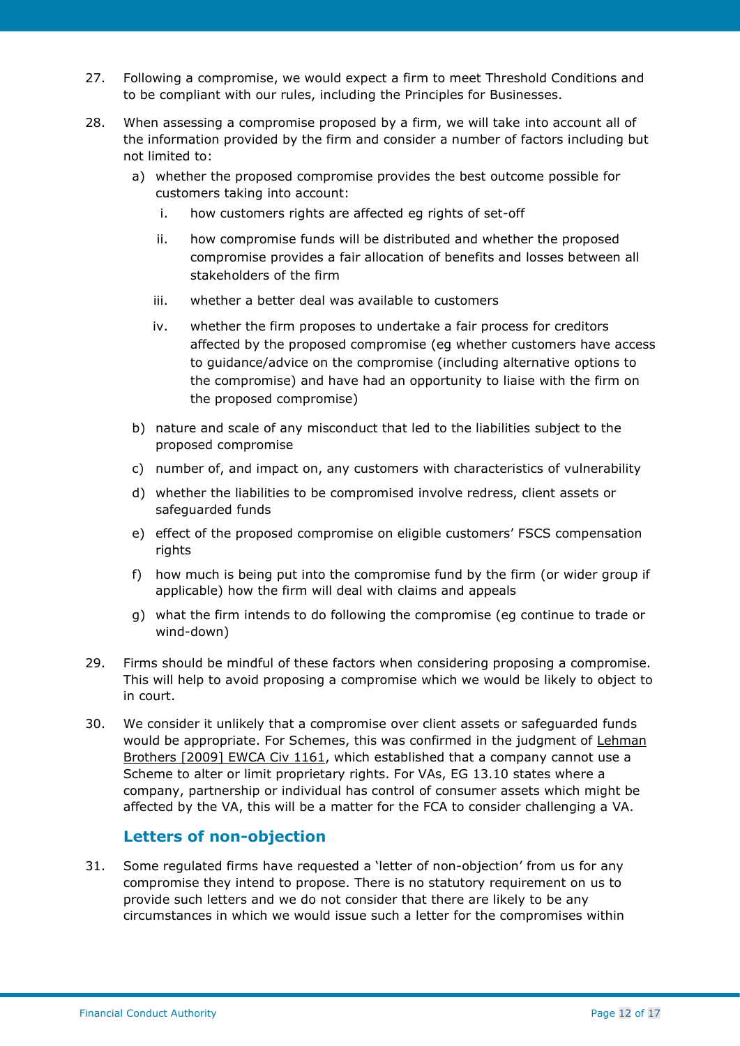27. Following a compromise, we would expect a firm to meet Threshold Conditions and to be compliant with our rules, including the Principles for Businesses.

28. When assessing a compromise proposed by a firm, we will take into account all of the information provided by the firm and consider a number of factors including but not limited to:

    a) whether the proposed compromise provides the best outcome possible for customers taking into account:

       i. how customers rights are affected eg rights of set-off

       ii. how compromise funds will be distributed and whether the proposed compromise provides a fair allocation of benefits and losses between all stakeholders of the firm

       iii. whether a better deal was available to customers

       iv. whether the firm proposes to undertake a fair process for creditors affected by the proposed compromise (eg whether customers have access to guidance/advice on the compromise (including alternative options to the compromise) and have had an opportunity to liaise with the firm on the proposed compromise)

    b) nature and scale of any misconduct that led to the liabilities subject to the proposed compromise

    c) number of, and impact on, any customers with characteristics of vulnerability

    d) whether the liabilities to be compromised involve redress, client assets or safeguarded funds

    e) effect of the proposed compromise on eligible customers' FSCS compensation rights

    f) how much is being put into the compromise fund by the firm (or wider group if applicable) how the firm will deal with claims and appeals

    g) what the firm intends to do following the compromise (eg continue to trade or wind-down)

29. Firms should be mindful of these factors when considering proposing a compromise. This will help to avoid proposing a compromise which we would be likely to object to in court.

30. We consider it unlikely that a compromise over client assets or safeguarded funds would be appropriate. For Schemes, this was confirmed in the judgment of Lehman Brothers [2009] EWCA Civ 1161, which established that a company cannot use a Scheme to alter or limit proprietary rights. For VAs, EG 13.10 states where a company, partnership or individual has control of consumer assets which might be affected by the VA, this will be a matter for the FCA to consider challenging a VA.

## Letters of non-objection

31. Some regulated firms have requested a 'letter of non-objection' from us for any compromise they intend to propose. There is no statutory requirement on us to provide such letters and we do not consider that there are likely to be any circumstances in which we would issue such a letter for the compromises within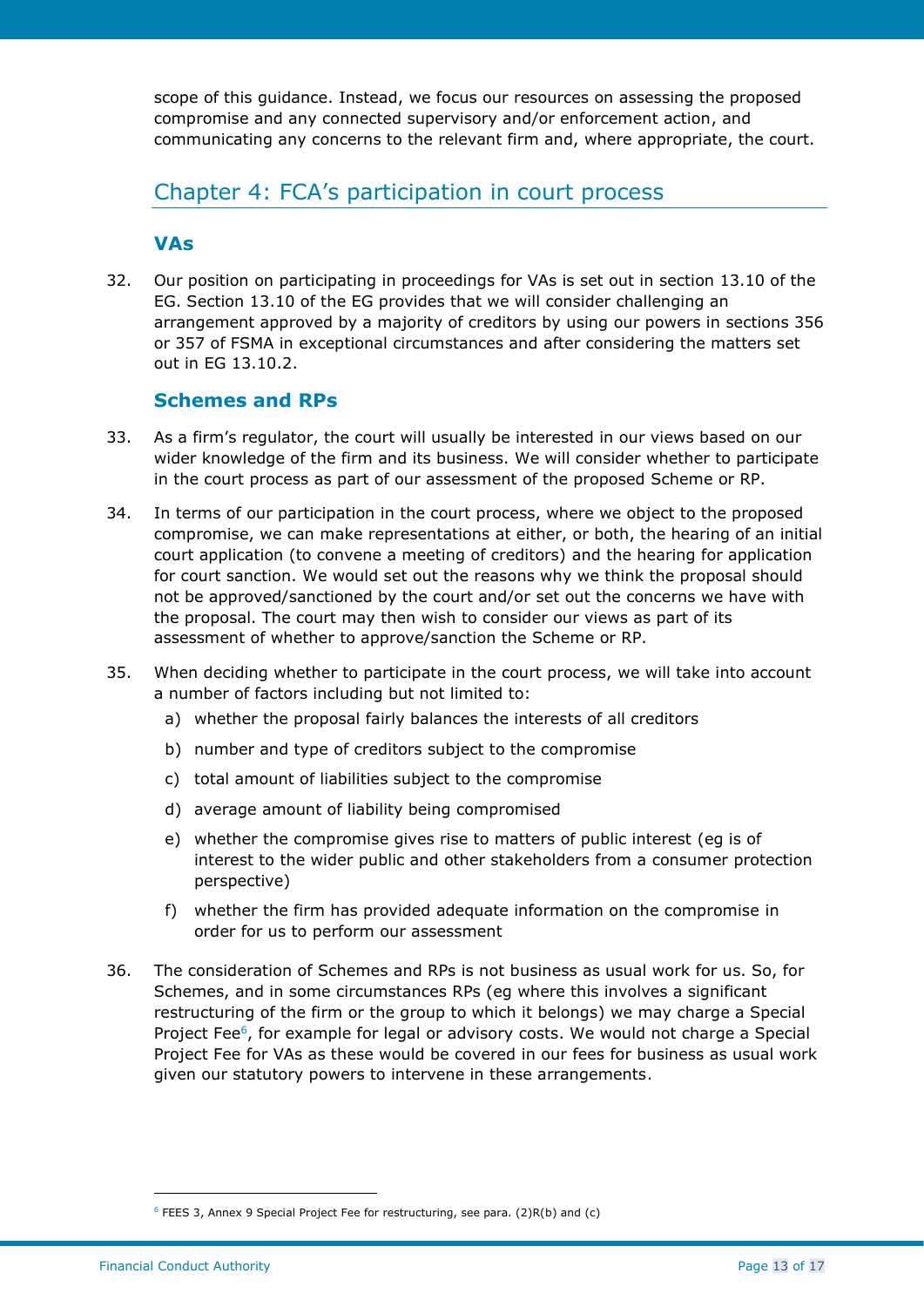scope of this guidance. Instead, we focus our resources on assessing the proposed compromise and any connected supervisory and/or enforcement action, and communicating any concerns to the relevant firm and, where appropriate, the court.

## Chapter 4: FCA's participation in court process

### VAs

32. Our position on participating in proceedings for VAs is set out in section 13.10 of the EG. Section 13.10 of the EG provides that we will consider challenging an arrangement approved by a majority of creditors by using our powers in sections 356 or 357 of FSMA in exceptional circumstances and after considering the matters set out in EG 13.10.2.

### Schemes and RPs

33. As a firm's regulator, the court will usually be interested in our views based on our wider knowledge of the firm and its business. We will consider whether to participate in the court process as part of our assessment of the proposed Scheme or RP.

34. In terms of our participation in the court process, where we object to the proposed compromise, we can make representations at either, or both, the hearing of an initial court application (to convene a meeting of creditors) and the hearing for application for court sanction. We would set out the reasons why we think the proposal should not be approved/sanctioned by the court and/or set out the concerns we have with the proposal. The court may then wish to consider our views as part of its assessment of whether to approve/sanction the Scheme or RP.

35. When deciding whether to participate in the court process, we will take into account a number of factors including but not limited to:
    a) whether the proposal fairly balances the interests of all creditors
    b) number and type of creditors subject to the compromise
    c) total amount of liabilities subject to the compromise
    d) average amount of liability being compromised
    e) whether the compromise gives rise to matters of public interest (eg is of interest to the wider public and other stakeholders from a consumer protection perspective)
    f) whether the firm has provided adequate information on the compromise in order for us to perform our assessment

36. The consideration of Schemes and RPs is not business as usual work for us. So, for Schemes, and in some circumstances RPs (eg where this involves a significant restructuring of the firm or the group to which it belongs) we may charge a Special Project Fee[6], for example for legal or advisory costs. We would not charge a Special Project Fee for VAs as these would be covered in our fees for business as usual work given our statutory powers to intervene in these arrangements.

[6] FEES 3, Annex 9 Special Project Fee for restructuring, see para. (2)R(b) and (c)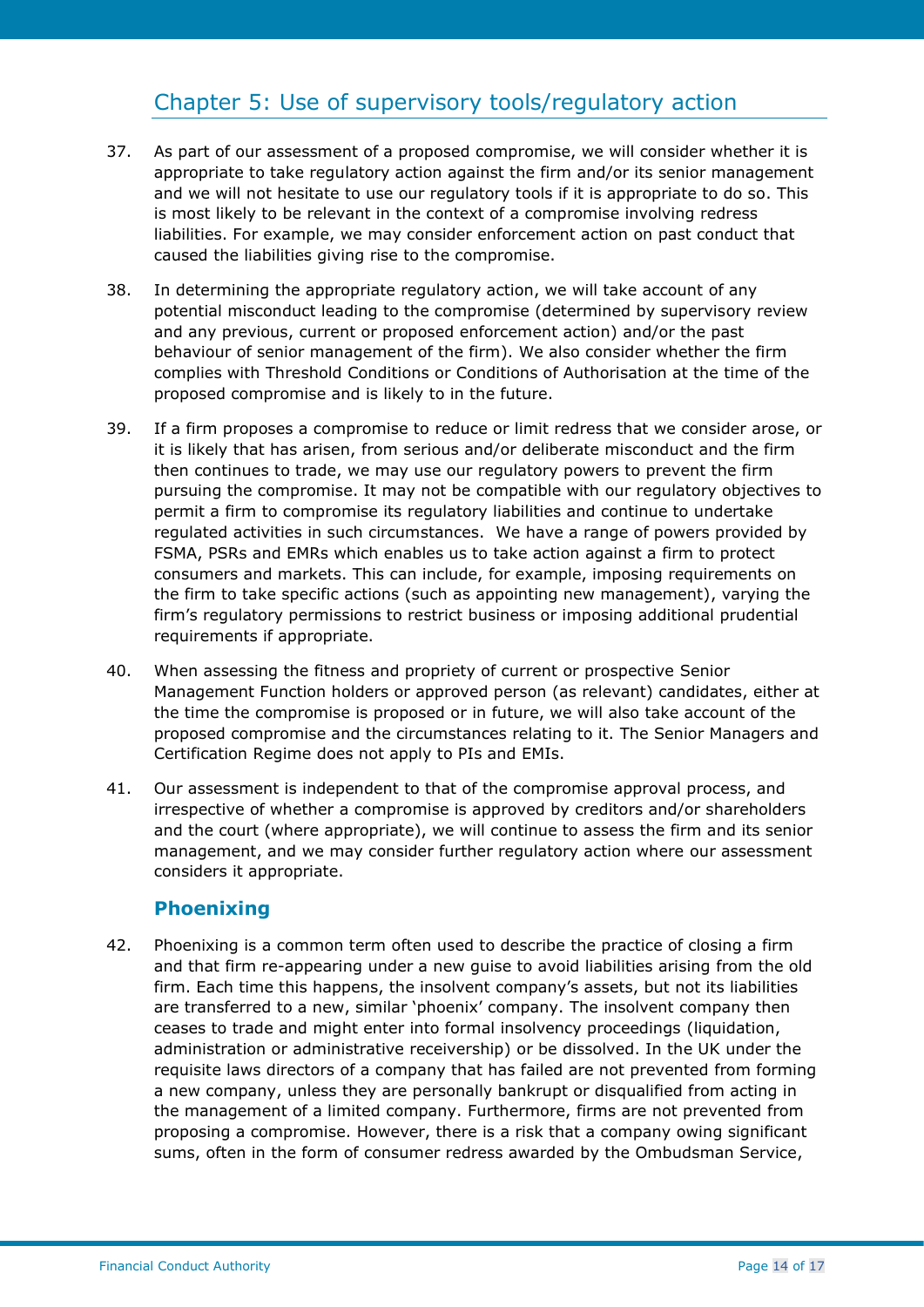## Chapter 5: Use of supervisory tools/regulatory action

37. As part of our assessment of a proposed compromise, we will consider whether it is appropriate to take regulatory action against the firm and/or its senior management and we will not hesitate to use our regulatory tools if it is appropriate to do so. This is most likely to be relevant in the context of a compromise involving redress liabilities. For example, we may consider enforcement action on past conduct that caused the liabilities giving rise to the compromise.

38. In determining the appropriate regulatory action, we will take account of any potential misconduct leading to the compromise (determined by supervisory review and any previous, current or proposed enforcement action) and/or the past behaviour of senior management of the firm). We also consider whether the firm complies with Threshold Conditions or Conditions of Authorisation at the time of the proposed compromise and is likely to in the future.

39. If a firm proposes a compromise to reduce or limit redress that we consider arose, or it is likely that has arisen, from serious and/or deliberate misconduct and the firm then continues to trade, we may use our regulatory powers to prevent the firm pursuing the compromise. It may not be compatible with our regulatory objectives to permit a firm to compromise its regulatory liabilities and continue to undertake regulated activities in such circumstances. We have a range of powers provided by FSMA, PSRs and EMRs which enables us to take action against a firm to protect consumers and markets. This can include, for example, imposing requirements on the firm to take specific actions (such as appointing new management), varying the firm's regulatory permissions to restrict business or imposing additional prudential requirements if appropriate.

40. When assessing the fitness and propriety of current or prospective Senior Management Function holders or approved person (as relevant) candidates, either at the time the compromise is proposed or in future, we will also take account of the proposed compromise and the circumstances relating to it. The Senior Managers and Certification Regime does not apply to PIs and EMIs.

41. Our assessment is independent to that of the compromise approval process, and irrespective of whether a compromise is approved by creditors and/or shareholders and the court (where appropriate), we will continue to assess the firm and its senior management, and we may consider further regulatory action where our assessment considers it appropriate.

### Phoenixing

42. Phoenixing is a common term often used to describe the practice of closing a firm and that firm re-appearing under a new guise to avoid liabilities arising from the old firm. Each time this happens, the insolvent company's assets, but not its liabilities are transferred to a new, similar 'phoenix' company. The insolvent company then ceases to trade and might enter into formal insolvency proceedings (liquidation, administration or administrative receivership) or be dissolved. In the UK under the requisite laws directors of a company that has failed are not prevented from forming a new company, unless they are personally bankrupt or disqualified from acting in the management of a limited company. Furthermore, firms are not prevented from proposing a compromise. However, there is a risk that a company owing significant sums, often in the form of consumer redress awarded by the Ombudsman Service,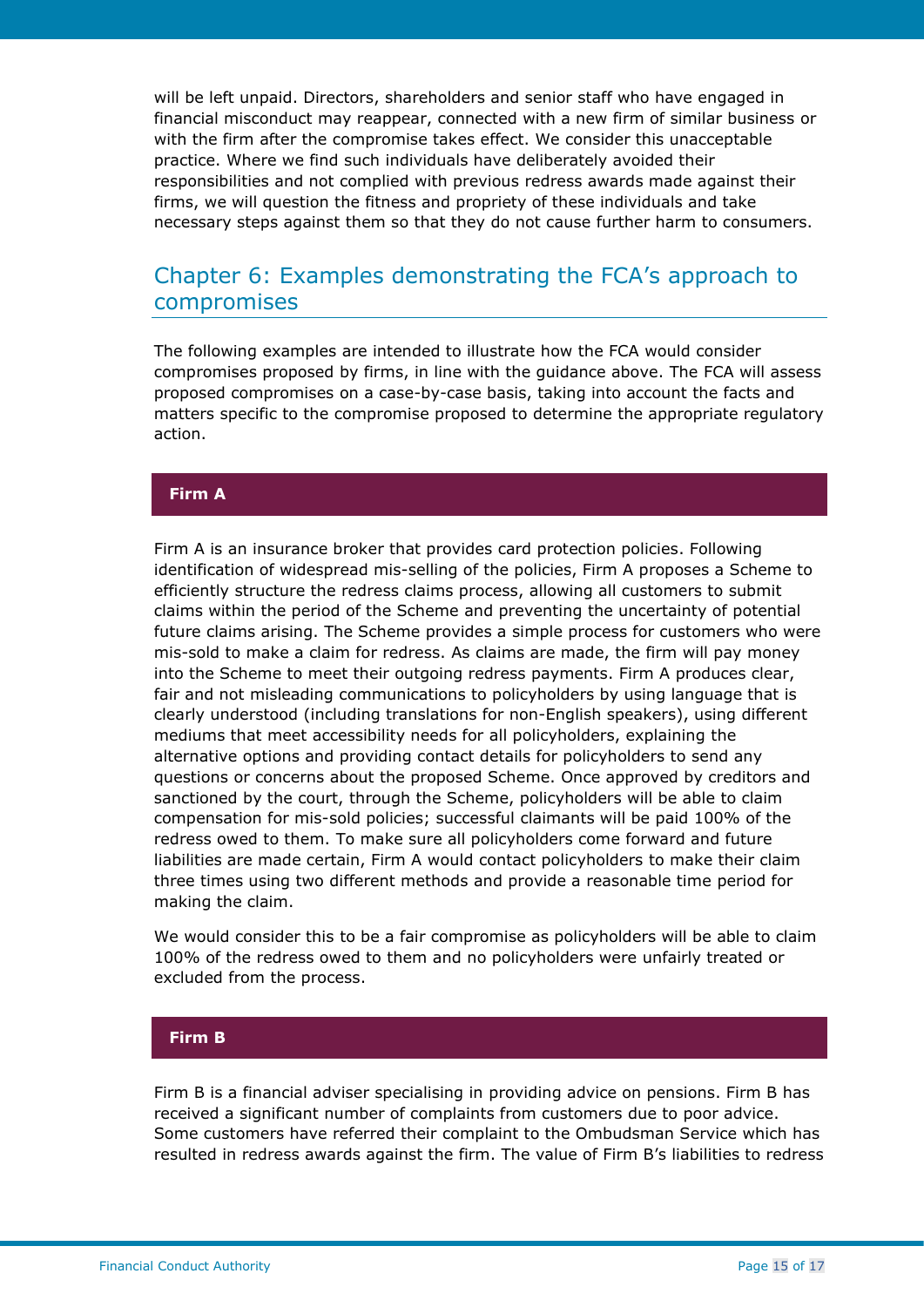will be left unpaid. Directors, shareholders and senior staff who have engaged in financial misconduct may reappear, connected with a new firm of similar business or with the firm after the compromise takes effect. We consider this unacceptable practice. Where we find such individuals have deliberately avoided their responsibilities and not complied with previous redress awards made against their firms, we will question the fitness and propriety of these individuals and take necessary steps against them so that they do not cause further harm to consumers.

## Chapter 6: Examples demonstrating the FCA's approach to compromises

The following examples are intended to illustrate how the FCA would consider compromises proposed by firms, in line with the guidance above. The FCA will assess proposed compromises on a case-by-case basis, taking into account the facts and matters specific to the compromise proposed to determine the appropriate regulatory action.

### Firm A

Firm A is an insurance broker that provides card protection policies. Following identification of widespread mis-selling of the policies, Firm A proposes a Scheme to efficiently structure the redress claims process, allowing all customers to submit claims within the period of the Scheme and preventing the uncertainty of potential future claims arising. The Scheme provides a simple process for customers who were mis-sold to make a claim for redress. As claims are made, the firm will pay money into the Scheme to meet their outgoing redress payments. Firm A produces clear, fair and not misleading communications to policyholders by using language that is clearly understood (including translations for non-English speakers), using different mediums that meet accessibility needs for all policyholders, explaining the alternative options and providing contact details for policyholders to send any questions or concerns about the proposed Scheme. Once approved by creditors and sanctioned by the court, through the Scheme, policyholders will be able to claim compensation for mis-sold policies; successful claimants will be paid 100% of the redress owed to them. To make sure all policyholders come forward and future liabilities are made certain, Firm A would contact policyholders to make their claim three times using two different methods and provide a reasonable time period for making the claim.

We would consider this to be a fair compromise as policyholders will be able to claim 100% of the redress owed to them and no policyholders were unfairly treated or excluded from the process.

### Firm B

Firm B is a financial adviser specialising in providing advice on pensions. Firm B has received a significant number of complaints from customers due to poor advice. Some customers have referred their complaint to the Ombudsman Service which has resulted in redress awards against the firm. The value of Firm B's liabilities to redress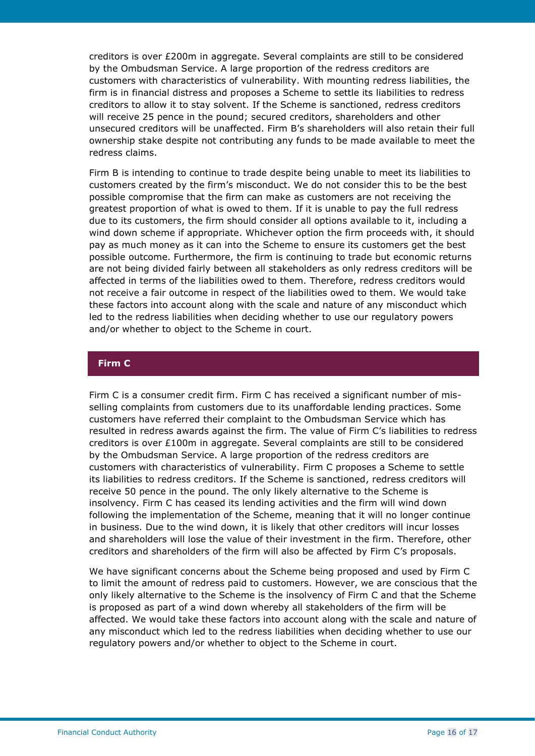creditors is over £200m in aggregate. Several complaints are still to be considered by the Ombudsman Service. A large proportion of the redress creditors are customers with characteristics of vulnerability. With mounting redress liabilities, the firm is in financial distress and proposes a Scheme to settle its liabilities to redress creditors to allow it to stay solvent. If the Scheme is sanctioned, redress creditors will receive 25 pence in the pound; secured creditors, shareholders and other unsecured creditors will be unaffected. Firm B's shareholders will also retain their full ownership stake despite not contributing any funds to be made available to meet the redress claims.

Firm B is intending to continue to trade despite being unable to meet its liabilities to customers created by the firm's misconduct. We do not consider this to be the best possible compromise that the firm can make as customers are not receiving the greatest proportion of what is owed to them. If it is unable to pay the full redress due to its customers, the firm should consider all options available to it, including a wind down scheme if appropriate. Whichever option the firm proceeds with, it should pay as much money as it can into the Scheme to ensure its customers get the best possible outcome. Furthermore, the firm is continuing to trade but economic returns are not being divided fairly between all stakeholders as only redress creditors will be affected in terms of the liabilities owed to them. Therefore, redress creditors would not receive a fair outcome in respect of the liabilities owed to them. We would take these factors into account along with the scale and nature of any misconduct which led to the redress liabilities when deciding whether to use our regulatory powers and/or whether to object to the Scheme in court.

**Firm C**

Firm C is a consumer credit firm. Firm C has received a significant number of mis-selling complaints from customers due to its unaffordable lending practices. Some customers have referred their complaint to the Ombudsman Service which has resulted in redress awards against the firm. The value of Firm C's liabilities to redress creditors is over £100m in aggregate. Several complaints are still to be considered by the Ombudsman Service. A large proportion of the redress creditors are customers with characteristics of vulnerability. Firm C proposes a Scheme to settle its liabilities to redress creditors. If the Scheme is sanctioned, redress creditors will receive 50 pence in the pound. The only likely alternative to the Scheme is insolvency. Firm C has ceased its lending activities and the firm will wind down following the implementation of the Scheme, meaning that it will no longer continue in business. Due to the wind down, it is likely that other creditors will incur losses and shareholders will lose the value of their investment in the firm. Therefore, other creditors and shareholders of the firm will also be affected by Firm C's proposals.

We have significant concerns about the Scheme being proposed and used by Firm C to limit the amount of redress paid to customers. However, we are conscious that the only likely alternative to the Scheme is the insolvency of Firm C and that the Scheme is proposed as part of a wind down whereby all stakeholders of the firm will be affected. We would take these factors into account along with the scale and nature of any misconduct which led to the redress liabilities when deciding whether to use our regulatory powers and/or whether to object to the Scheme in court.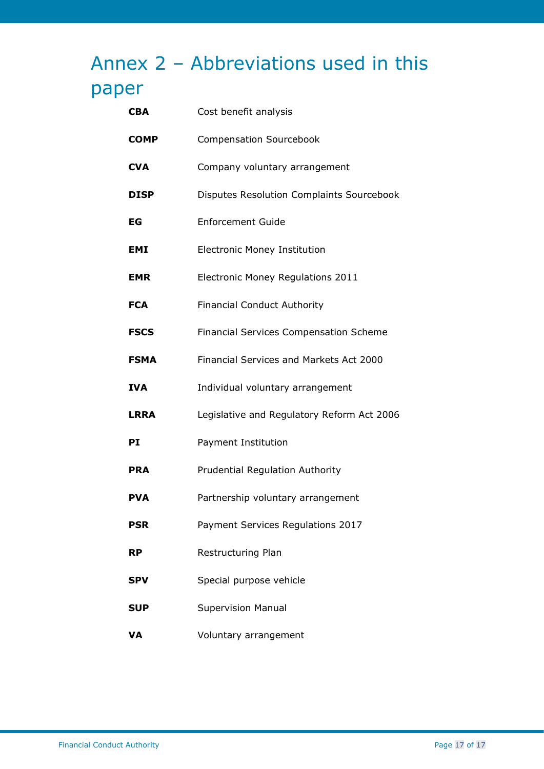# Annex 2 – Abbreviations used in this paper

| | |
|---|---|
| **CBA** | Cost benefit analysis |
| **COMP** | Compensation Sourcebook |
| **CVA** | Company voluntary arrangement |
| **DISP** | Disputes Resolution Complaints Sourcebook |
| **EG** | Enforcement Guide |
| **EMI** | Electronic Money Institution |
| **EMR** | Electronic Money Regulations 2011 |
| **FCA** | Financial Conduct Authority |
| **FSCS** | Financial Services Compensation Scheme |
| **FSMA** | Financial Services and Markets Act 2000 |
| **IVA** | Individual voluntary arrangement |
| **LRRA** | Legislative and Regulatory Reform Act 2006 |
| **PI** | Payment Institution |
| **PRA** | Prudential Regulation Authority |
| **PVA** | Partnership voluntary arrangement |
| **PSR** | Payment Services Regulations 2017 |
| **RP** | Restructuring Plan |
| **SPV** | Special purpose vehicle |
| **SUP** | Supervision Manual |
| **VA** | Voluntary arrangement |